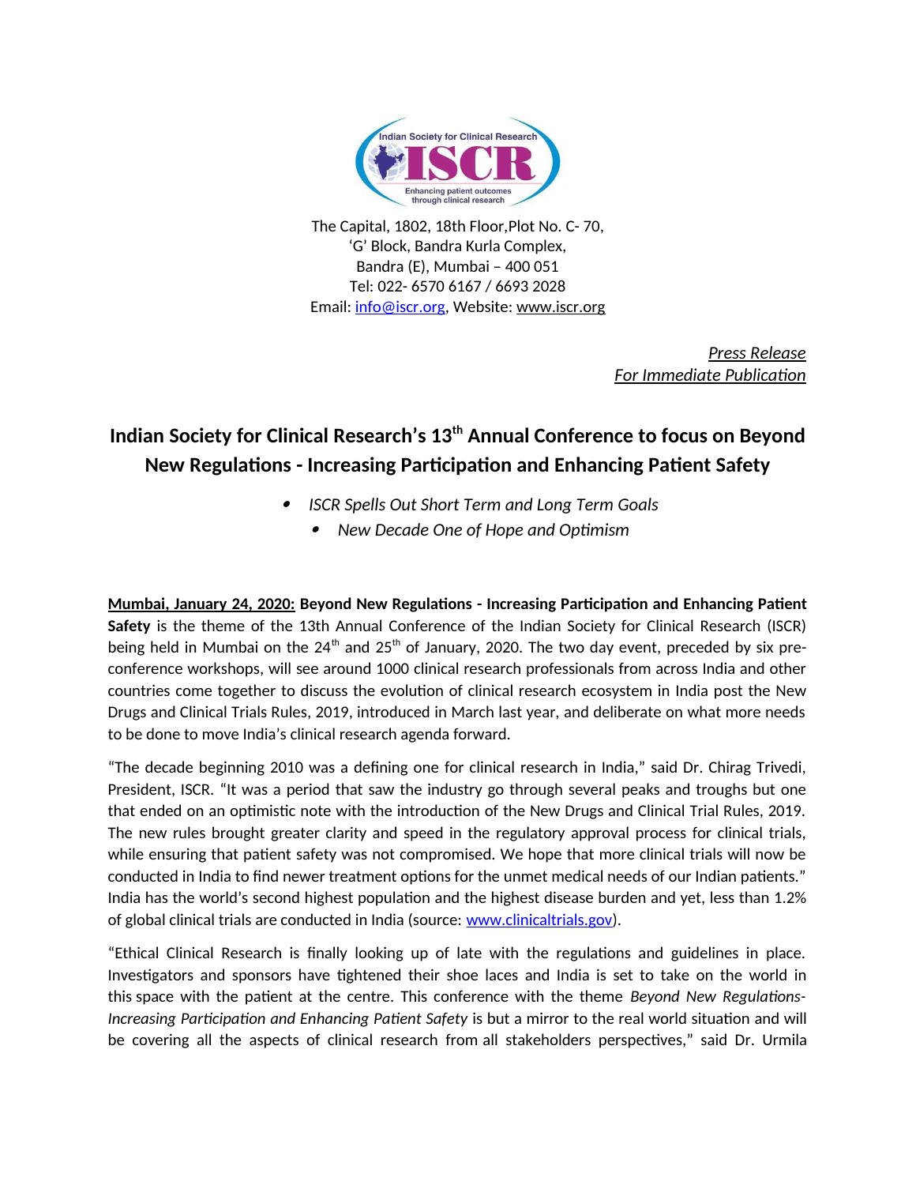The Capital, 1802, 18th Floor,Plot No. C- 70,
'G' Block, Bandra Kurla Complex,
Bandra (E), Mumbai – 400 051
Tel: 022- 6570 6167 / 6693 2028
Email: info@iscr.org, Website: www.iscr.org

*Press Release*
*For Immediate Publication*

# Indian Society for Clinical Research's 13th Annual Conference to focus on Beyond New Regulations - Increasing Participation and Enhancing Patient Safety

- *ISCR Spells Out Short Term and Long Term Goals*
- *New Decade One of Hope and Optimism*

**Mumbai, January 24, 2020:** **Beyond New Regulations - Increasing Participation and Enhancing Patient Safety** is the theme of the 13th Annual Conference of the Indian Society for Clinical Research (ISCR) being held in Mumbai on the 24th and 25th of January, 2020. The two day event, preceded by six pre-conference workshops, will see around 1000 clinical research professionals from across India and other countries come together to discuss the evolution of clinical research ecosystem in India post the New Drugs and Clinical Trials Rules, 2019, introduced in March last year, and deliberate on what more needs to be done to move India's clinical research agenda forward.

"The decade beginning 2010 was a defining one for clinical research in India," said Dr. Chirag Trivedi, President, ISCR. "It was a period that saw the industry go through several peaks and troughs but one that ended on an optimistic note with the introduction of the New Drugs and Clinical Trial Rules, 2019. The new rules brought greater clarity and speed in the regulatory approval process for clinical trials, while ensuring that patient safety was not compromised. We hope that more clinical trials will now be conducted in India to find newer treatment options for the unmet medical needs of our Indian patients." India has the world's second highest population and the highest disease burden and yet, less than 1.2% of global clinical trials are conducted in India (source: www.clinicaltrials.gov).

"Ethical Clinical Research is finally looking up of late with the regulations and guidelines in place. Investigators and sponsors have tightened their shoe laces and India is set to take on the world in this space with the patient at the centre. This conference with the theme *Beyond New Regulations-Increasing Participation and Enhancing Patient Safety* is but a mirror to the real world situation and will be covering all the aspects of clinical research from all stakeholders perspectives," said Dr. Urmila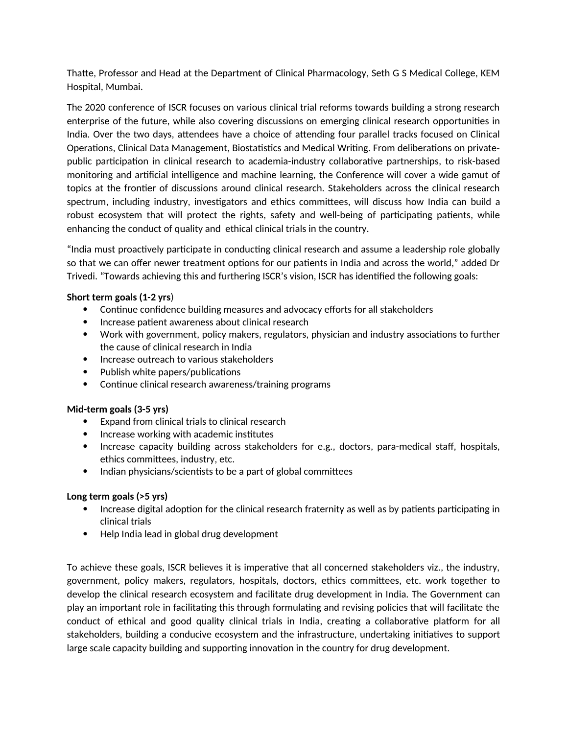Thatte, Professor and Head at the Department of Clinical Pharmacology, Seth G S Medical College, KEM Hospital, Mumbai.

The 2020 conference of ISCR focuses on various clinical trial reforms towards building a strong research enterprise of the future, while also covering discussions on emerging clinical research opportunities in India. Over the two days, attendees have a choice of attending four parallel tracks focused on Clinical Operations, Clinical Data Management, Biostatistics and Medical Writing. From deliberations on private-public participation in clinical research to academia-industry collaborative partnerships, to risk-based monitoring and artificial intelligence and machine learning, the Conference will cover a wide gamut of topics at the frontier of discussions around clinical research. Stakeholders across the clinical research spectrum, including industry, investigators and ethics committees, will discuss how India can build a robust ecosystem that will protect the rights, safety and well-being of participating patients, while enhancing the conduct of quality and ethical clinical trials in the country.

“India must proactively participate in conducting clinical research and assume a leadership role globally so that we can offer newer treatment options for our patients in India and across the world,” added Dr Trivedi. “Towards achieving this and furthering ISCR’s vision, ISCR has identified the following goals:

**Short term goals (1-2 yrs**)

- Continue confidence building measures and advocacy efforts for all stakeholders
- Increase patient awareness about clinical research
- Work with government, policy makers, regulators, physician and industry associations to further the cause of clinical research in India
- Increase outreach to various stakeholders
- Publish white papers/publications
- Continue clinical research awareness/training programs

**Mid-term goals (3-5 yrs)**

- Expand from clinical trials to clinical research
- Increase working with academic institutes
- Increase capacity building across stakeholders for e.g., doctors, para-medical staff, hospitals, ethics committees, industry, etc.
- Indian physicians/scientists to be a part of global committees

**Long term goals (>5 yrs)**

- Increase digital adoption for the clinical research fraternity as well as by patients participating in clinical trials
- Help India lead in global drug development

To achieve these goals, ISCR believes it is imperative that all concerned stakeholders viz., the industry, government, policy makers, regulators, hospitals, doctors, ethics committees, etc. work together to develop the clinical research ecosystem and facilitate drug development in India. The Government can play an important role in facilitating this through formulating and revising policies that will facilitate the conduct of ethical and good quality clinical trials in India, creating a collaborative platform for all stakeholders, building a conducive ecosystem and the infrastructure, undertaking initiatives to support large scale capacity building and supporting innovation in the country for drug development.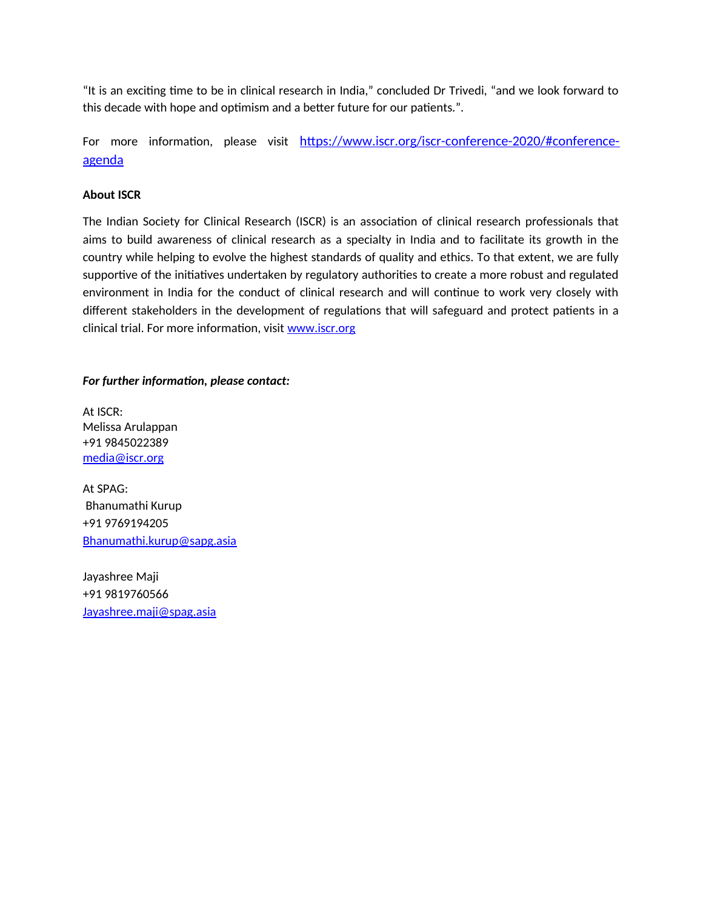"It is an exciting time to be in clinical research in India," concluded Dr Trivedi, "and we look forward to this decade with hope and optimism and a better future for our patients.".

For more information, please visit https://www.iscr.org/iscr-conference-2020/#conference-agenda

**About ISCR**

The Indian Society for Clinical Research (ISCR) is an association of clinical research professionals that aims to build awareness of clinical research as a specialty in India and to facilitate its growth in the country while helping to evolve the highest standards of quality and ethics. To that extent, we are fully supportive of the initiatives undertaken by regulatory authorities to create a more robust and regulated environment in India for the conduct of clinical research and will continue to work very closely with different stakeholders in the development of regulations that will safeguard and protect patients in a clinical trial. For more information, visit www.iscr.org

***For further information, please contact:***

At ISCR:
Melissa Arulappan
+91 9845022389
media@iscr.org

At SPAG:
Bhanumathi Kurup
+91 9769194205
Bhanumathi.kurup@sapg.asia

Jayashree Maji
+91 9819760566
Jayashree.maji@spag.asia